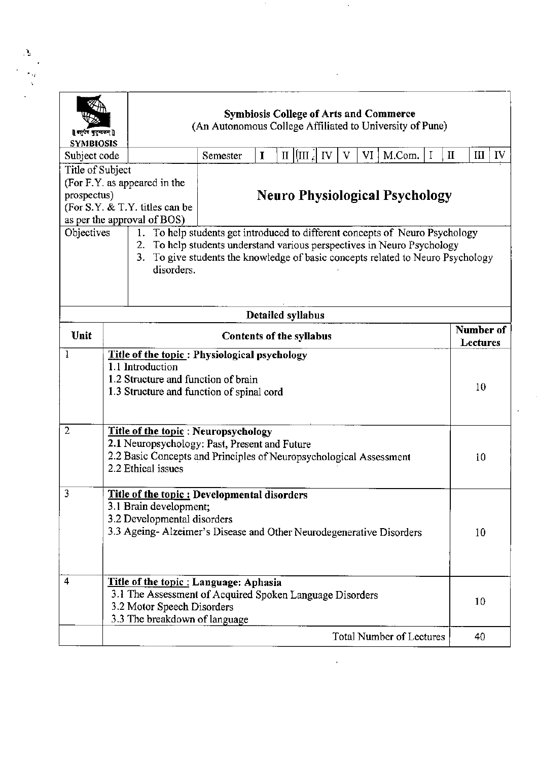**Symbiosis College of Arts and Commerce**
(An Autonomous College Affiliated to University of Pune)

SYMBIOSIS

| Subject code | | Semester | I | II | III | IV | V | VI | M.Com. | I | II | III | IV |
|---|---|---|---|---|---|---|---|---|---|---|---|---|---|

| Title of Subject (For F.Y. as appeared in the prospectus) (For S.Y. & T.Y. titles can be as per the approval of BOS) | **Neuro Physiological Psychology** |
|---|---|
| Objectives | 1. To help students get introduced to different concepts of Neuro Psychology<br>2. To help students understand various perspectives in Neuro Psychology<br>3. To give students the knowledge of basic concepts related to Neuro Psychology disorders. |

**Detailed syllabus**

| Unit | Contents of the syllabus | Number of Lectures |
|---|---|---|
| 1 | **Title of the topic : Physiological psychology**<br>1.1 Introduction<br>1.2 Structure and function of brain<br>1.3 Structure and function of spinal cord | 10 |
| 2 | **Title of the topic : Neuropsychology**<br>2.1 Neuropsychology: Past, Present and Future<br>2.2 Basic Concepts and Principles of Neuropsychological Assessment<br>2.2 Ethical issues | 10 |
| 3 | **Title of the topic : Developmental disorders**<br>3.1 Brain development;<br>3.2 Developmental disorders<br>3.3 Ageing- Alzeimer's Disease and Other Neurodegenerative Disorders | 10 |
| 4 | **Title of the topic : Language: Aphasia**<br>3.1 The Assessment of Acquired Spoken Language Disorders<br>3.2 Motor Speech Disorders<br>3.3 The breakdown of language | 10 |
| | Total Number of Lectures | 40 |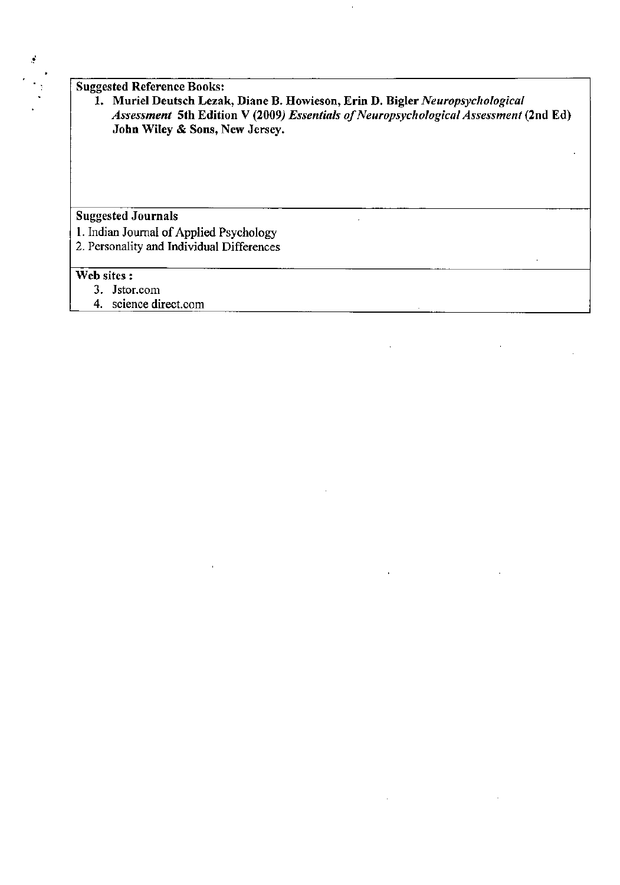**Suggested Reference Books:**

1. **Muriel Deutsch Lezak, Diane B. Howieson, Erin D. Bigler** ***Neuropsychological Assessment*** **5th Edition V (2009)** ***Essentials of Neuropsychological Assessment*** **(2nd Ed) John Wiley & Sons, New Jersey.**

**Suggested Journals**

1. Indian Journal of Applied Psychology
2. Personality and Individual Differences

**Web sites :**

3. Jstor.com
4. science direct.com